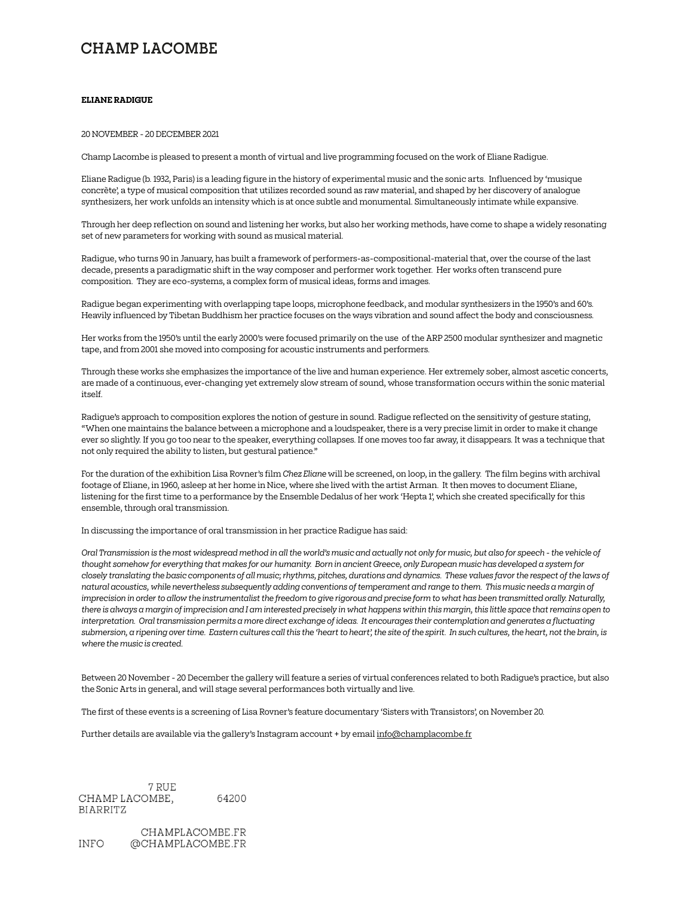# CHAMP LACOMBE

**ELIANE RADIGUE**

20 NOVEMBER - 20 DECEMBER 2021

Champ Lacombe is pleased to present a month of virtual and live programming focused on the work of Eliane Radigue.

Eliane Radigue (b. 1932, Paris) is a leading figure in the history of experimental music and the sonic arts. Influenced by 'musique concrète', a type of musical composition that utilizes recorded sound as raw material, and shaped by her discovery of analogue synthesizers, her work unfolds an intensity which is at once subtle and monumental. Simultaneously intimate while expansive.

Through her deep reflection on sound and listening her works, but also her working methods, have come to shape a widely resonating set of new parameters for working with sound as musical material.

Radigue, who turns 90 in January, has built a framework of performers-as-compositional-material that, over the course of the last decade, presents a paradigmatic shift in the way composer and performer work together. Her works often transcend pure composition. They are eco-systems, a complex form of musical ideas, forms and images.

Radigue began experimenting with overlapping tape loops, microphone feedback, and modular synthesizers in the 1950's and 60's. Heavily influenced by Tibetan Buddhism her practice focuses on the ways vibration and sound affect the body and consciousness.

Her works from the 1950's until the early 2000's were focused primarily on the use of the ARP 2500 modular synthesizer and magnetic tape, and from 2001 she moved into composing for acoustic instruments and performers.

Through these works she emphasizes the importance of the live and human experience. Her extremely sober, almost ascetic concerts, are made of a continuous, ever-changing yet extremely slow stream of sound, whose transformation occurs within the sonic material itself.

Radigue's approach to composition explores the notion of gesture in sound. Radigue reflected on the sensitivity of gesture stating, "When one maintains the balance between a microphone and a loudspeaker, there is a very precise limit in order to make it change ever so slightly. If you go too near to the speaker, everything collapses. If one moves too far away, it disappears. It was a technique that not only required the ability to listen, but gestural patience."

For the duration of the exhibition Lisa Rovner's film *Chez Eliane* will be screened, on loop, in the gallery. The film begins with archival footage of Eliane, in 1960, asleep at her home in Nice, where she lived with the artist Arman. It then moves to document Eliane, listening for the first time to a performance by the Ensemble Dedalus of her work 'Hepta 1', which she created specifically for this ensemble, through oral transmission.

In discussing the importance of oral transmission in her practice Radigue has said:

*Oral Transmission is the most widespread method in all the world's music and actually not only for music, but also for speech - the vehicle of thought somehow for everything that makes for our humanity. Born in ancient Greece, only European music has developed a system for closely translating the basic components of all music; rhythms, pitches, durations and dynamics. These values favor the respect of the laws of natural acoustics, while nevertheless subsequently adding conventions of temperament and range to them. This music needs a margin of imprecision in order to allow the instrumentalist the freedom to give rigorous and precise form to what has been transmitted orally. Naturally, there is always a margin of imprecision and I am interested precisely in what happens within this margin, this little space that remains open to interpretation. Oral transmission permits a more direct exchange of ideas. It encourages their contemplation and generates a fluctuating submersion, a ripening over time. Eastern cultures call this the 'heart to heart', the site of the spirit. In such cultures, the heart, not the brain, is where the music is created.*

Between 20 November - 20 December the gallery will feature a series of virtual conferences related to both Radigue's practice, but also the Sonic Arts in general, and will stage several performances both virtually and live.

The first of these events is a screening of Lisa Rovner's feature documentary 'Sisters with Transistors', on November 20.

Further details are available via the gallery's Instagram account + by email info@champlacombe.fr

7 RUE CHAMP LACOMBE, 64200 BIARRITZ

CHAMPLACOMBE.FR
INFO @CHAMPLACOMBE.FR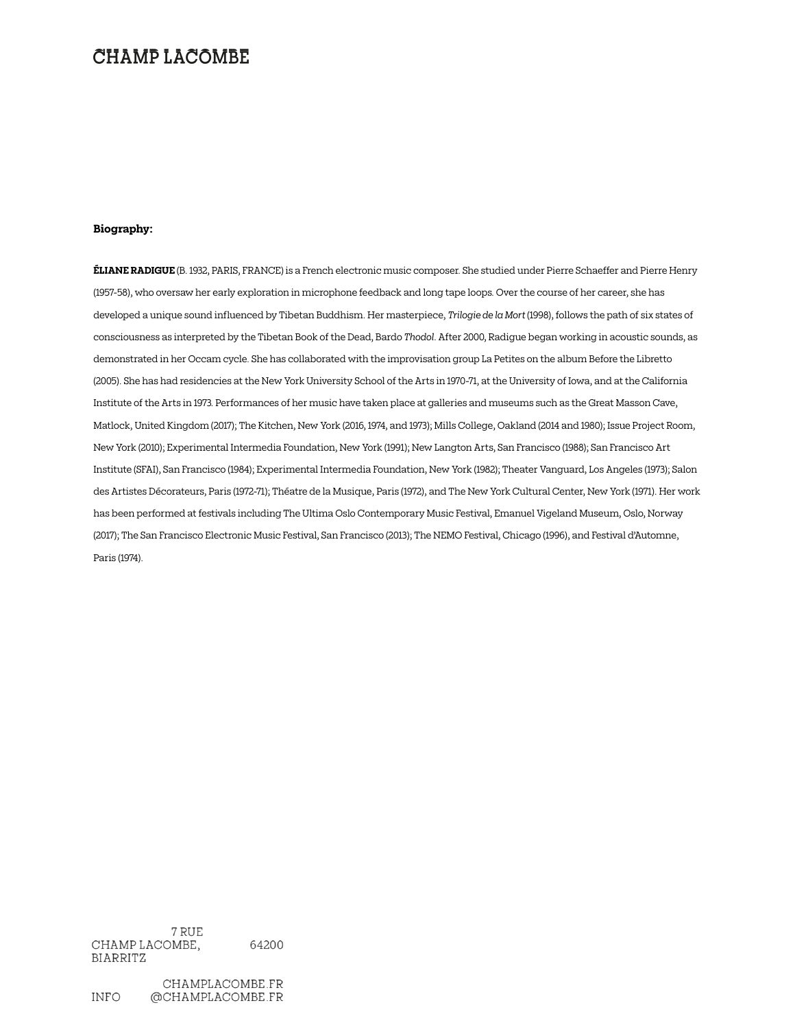**Biography:**

**ÉLIANE RADIGUE** (B. 1932, PARIS, FRANCE) is a French electronic music composer. She studied under Pierre Schaeffer and Pierre Henry (1957-58), who oversaw her early exploration in microphone feedback and long tape loops. Over the course of her career, she has developed a unique sound influenced by Tibetan Buddhism. Her masterpiece, *Trilogie de la Mort* (1998), follows the path of six states of consciousness as interpreted by the Tibetan Book of the Dead, Bardo *Thodol*. After 2000, Radigue began working in acoustic sounds, as demonstrated in her Occam cycle. She has collaborated with the improvisation group La Petites on the album Before the Libretto (2005). She has had residencies at the New York University School of the Arts in 1970-71, at the University of Iowa, and at the California Institute of the Arts in 1973. Performances of her music have taken place at galleries and museums such as the Great Masson Cave, Matlock, United Kingdom (2017); The Kitchen, New York (2016, 1974, and 1973); Mills College, Oakland (2014 and 1980); Issue Project Room, New York (2010); Experimental Intermedia Foundation, New York (1991); New Langton Arts, San Francisco (1988); San Francisco Art Institute (SFAI), San Francisco (1984); Experimental Intermedia Foundation, New York (1982); Theater Vanguard, Los Angeles (1973); Salon des Artistes Décorateurs, Paris (1972-71); Théatre de la Musique, Paris (1972), and The New York Cultural Center, New York (1971). Her work has been performed at festivals including The Ultima Oslo Contemporary Music Festival, Emanuel Vigeland Museum, Oslo, Norway (2017); The San Francisco Electronic Music Festival, San Francisco (2013); The NEMO Festival, Chicago (1996), and Festival d'Automne, Paris (1974).

7 RUE CHAMP LACOMBE, 64200 BIARRITZ

CHAMPLACOMBE.FR
INFO@CHAMPLACOMBE.FR